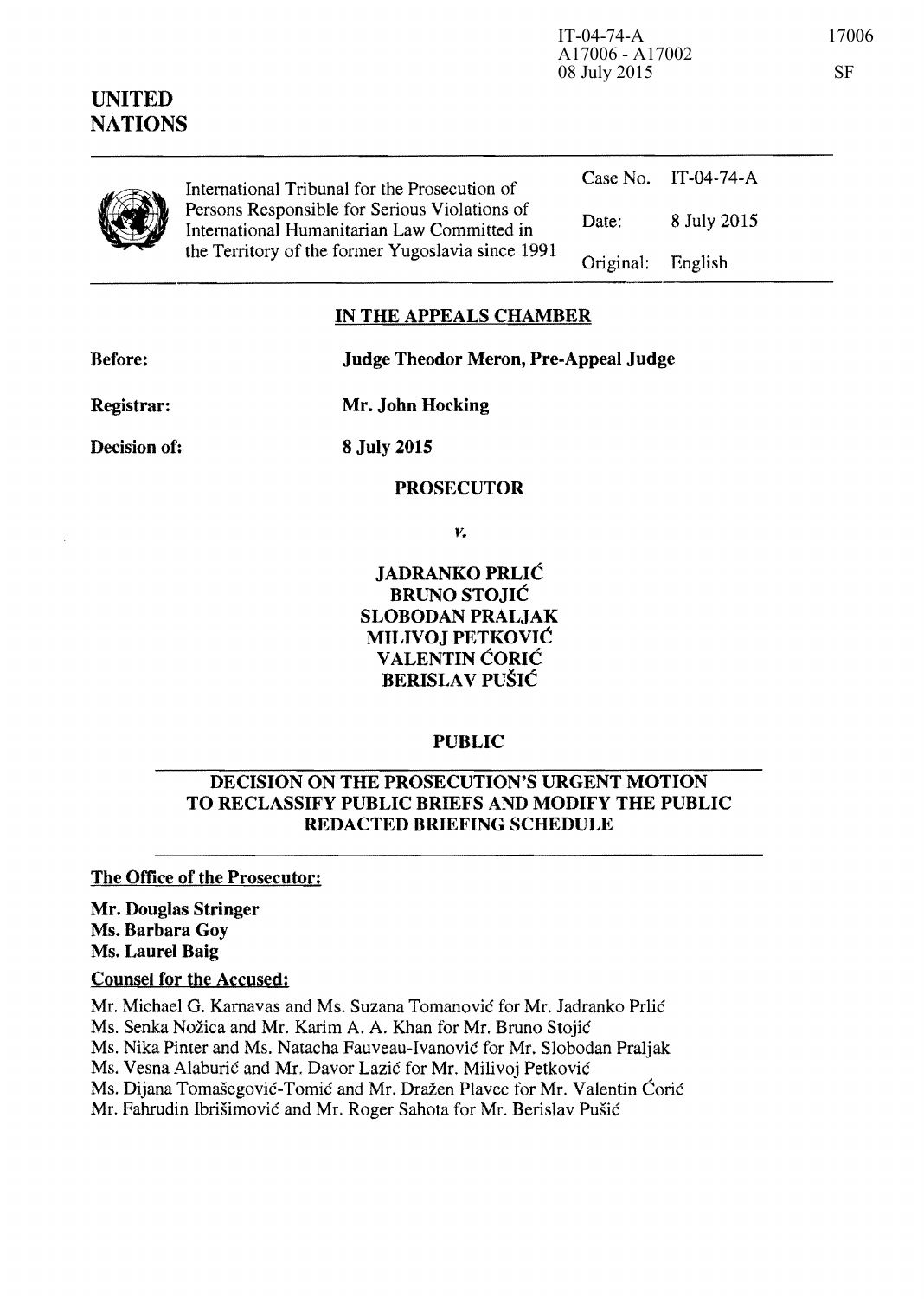IT-04-74-A
A17006 - A17002
08 July 2015

17006

SF

# UNITED NATIONS

International Tribunal for the Prosecution of Persons Responsible for Serious Violations of International Humanitarian Law Committed in the Territory of the former Yugoslavia since 1991

| | |
|---|---|
| Case No. | IT-04-74-A |
| Date: | 8 July 2015 |
| Original: | English |

## IN THE APPEALS CHAMBER

**Before:** **Judge Theodor Meron, Pre-Appeal Judge**

**Registrar:** **Mr. John Hocking**

**Decision of:** **8 July 2015**

**PROSECUTOR**

*v.*

**JADRANKO PRLIĆ**
**BRUNO STOJIĆ**
**SLOBODAN PRALJAK**
**MILIVOJ PETKOVIĆ**
**VALENTIN ĆORIĆ**
**BERISLAV PUŠIĆ**

**PUBLIC**

## DECISION ON THE PROSECUTION'S URGENT MOTION TO RECLASSIFY PUBLIC BRIEFS AND MODIFY THE PUBLIC REDACTED BRIEFING SCHEDULE

**The Office of the Prosecutor:**

**Mr. Douglas Stringer**
**Ms. Barbara Goy**
**Ms. Laurel Baig**

**Counsel for the Accused:**

Mr. Michael G. Karnavas and Ms. Suzana Tomanović for Mr. Jadranko Prlić
Ms. Senka Nožica and Mr. Karim A. A. Khan for Mr. Bruno Stojić
Ms. Nika Pinter and Ms. Natacha Fauveau-Ivanović for Mr. Slobodan Praljak
Ms. Vesna Alaburić and Mr. Davor Lazić for Mr. Milivoj Petković
Ms. Dijana Tomašegović-Tomić and Mr. Dražen Plavec for Mr. Valentin Ćorić
Mr. Fahrudin Ibrišimović and Mr. Roger Sahota for Mr. Berislav Pušić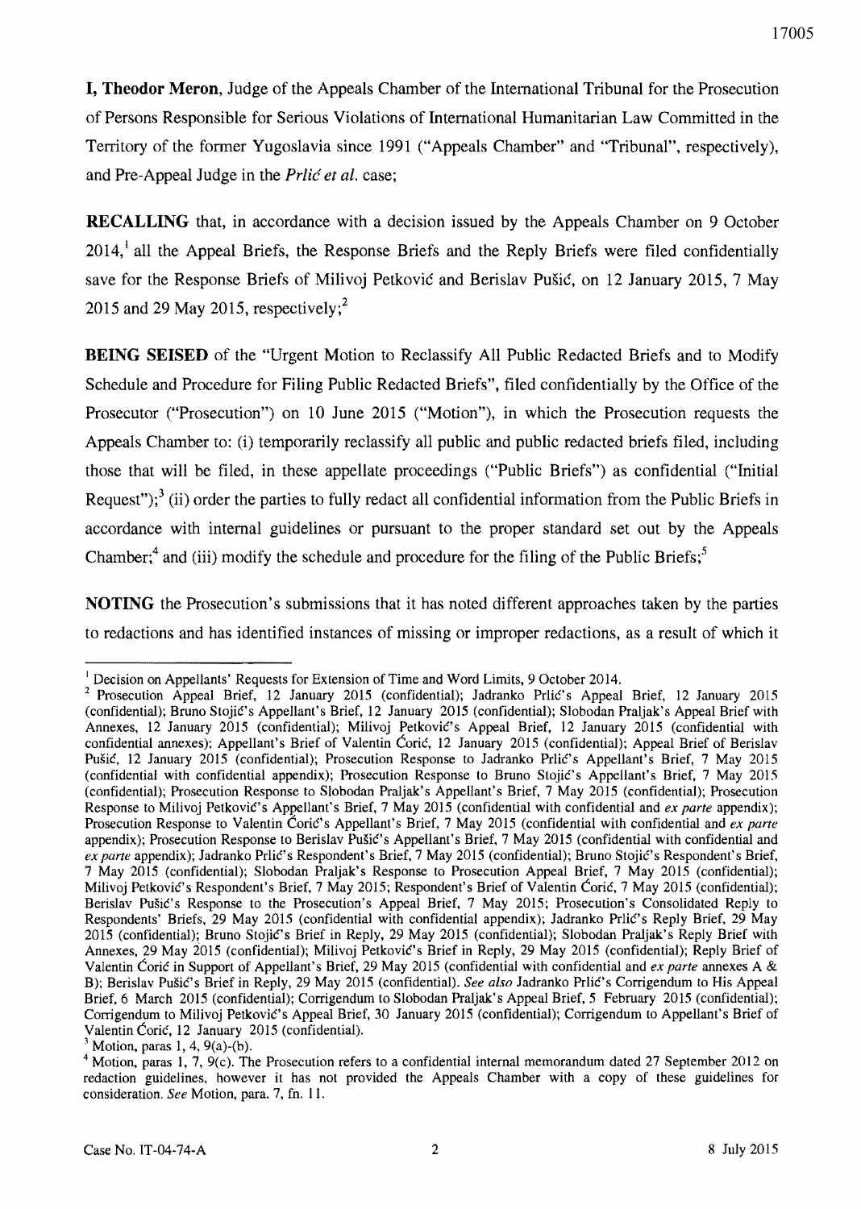**I, Theodor Meron**, Judge of the Appeals Chamber of the International Tribunal for the Prosecution of Persons Responsible for Serious Violations of International Humanitarian Law Committed in the Territory of the former Yugoslavia since 1991 ("Appeals Chamber" and "Tribunal", respectively), and Pre-Appeal Judge in the *Prlić et al.* case;

**RECALLING** that, in accordance with a decision issued by the Appeals Chamber on 9 October 2014,[1] all the Appeal Briefs, the Response Briefs and the Reply Briefs were filed confidentially save for the Response Briefs of Milivoj Petković and Berislav Pušić, on 12 January 2015, 7 May 2015 and 29 May 2015, respectively;[2]

**BEING SEISED** of the "Urgent Motion to Reclassify All Public Redacted Briefs and to Modify Schedule and Procedure for Filing Public Redacted Briefs", filed confidentially by the Office of the Prosecutor ("Prosecution") on 10 June 2015 ("Motion"), in which the Prosecution requests the Appeals Chamber to: (i) temporarily reclassify all public and public redacted briefs filed, including those that will be filed, in these appellate proceedings ("Public Briefs") as confidential ("Initial Request");[3] (ii) order the parties to fully redact all confidential information from the Public Briefs in accordance with internal guidelines or pursuant to the proper standard set out by the Appeals Chamber;[4] and (iii) modify the schedule and procedure for the filing of the Public Briefs;[5]

**NOTING** the Prosecution's submissions that it has noted different approaches taken by the parties to redactions and has identified instances of missing or improper redactions, as a result of which it

---

[1] Decision on Appellants' Requests for Extension of Time and Word Limits, 9 October 2014.

[2] Prosecution Appeal Brief, 12 January 2015 (confidential); Jadranko Prlić's Appeal Brief, 12 January 2015 (confidential); Bruno Stojić's Appellant's Brief, 12 January 2015 (confidential); Slobodan Praljak's Appeal Brief with Annexes, 12 January 2015 (confidential); Milivoj Petković's Appeal Brief, 12 January 2015 (confidential with confidential annexes); Appellant's Brief of Valentin Ćorić, 12 January 2015 (confidential); Appeal Brief of Berislav Pušić, 12 January 2015 (confidential); Prosecution Response to Jadranko Prlić's Appellant's Brief, 7 May 2015 (confidential with confidential appendix); Prosecution Response to Bruno Stojić's Appellant's Brief, 7 May 2015 (confidential); Prosecution Response to Slobodan Praljak's Appellant's Brief, 7 May 2015 (confidential); Prosecution Response to Milivoj Petković's Appellant's Brief, 7 May 2015 (confidential with confidential and *ex parte* appendix); Prosecution Response to Valentin Ćorić's Appellant's Brief, 7 May 2015 (confidential with confidential and *ex parte* appendix); Prosecution Response to Berislav Pušić's Appellant's Brief, 7 May 2015 (confidential with confidential and *ex parte* appendix); Jadranko Prlić's Respondent's Brief, 7 May 2015 (confidential); Bruno Stojić's Respondent's Brief, 7 May 2015 (confidential); Slobodan Praljak's Response to Prosecution Appeal Brief, 7 May 2015 (confidential); Milivoj Petković's Respondent's Brief, 7 May 2015; Respondent's Brief of Valentin Ćorić, 7 May 2015 (confidential); Berislav Pušić's Response to the Prosecution's Appeal Brief, 7 May 2015; Prosecution's Consolidated Reply to Respondents' Briefs, 29 May 2015 (confidential with confidential appendix); Jadranko Prlić's Reply Brief, 29 May 2015 (confidential); Bruno Stojić's Brief in Reply, 29 May 2015 (confidential); Slobodan Praljak's Reply Brief with Annexes, 29 May 2015 (confidential); Milivoj Petković's Brief in Reply, 29 May 2015 (confidential); Reply Brief of Valentin Ćorić in Support of Appellant's Brief, 29 May 2015 (confidential with confidential and *ex parte* annexes A & B); Berislav Pušić's Brief in Reply, 29 May 2015 (confidential). *See also* Jadranko Prlić's Corrigendum to His Appeal Brief, 6 March 2015 (confidential); Corrigendum to Slobodan Praljak's Appeal Brief, 5 February 2015 (confidential); Corrigendum to Milivoj Petković's Appeal Brief, 30 January 2015 (confidential); Corrigendum to Appellant's Brief of Valentin Ćorić, 12 January 2015 (confidential).

[3] Motion, paras 1, 4, 9(a)-(b).

[4] Motion, paras 1, 7, 9(c). The Prosecution refers to a confidential internal memorandum dated 27 September 2012 on redaction guidelines, however it has not provided the Appeals Chamber with a copy of these guidelines for consideration. *See* Motion, para. 7, fn. 11.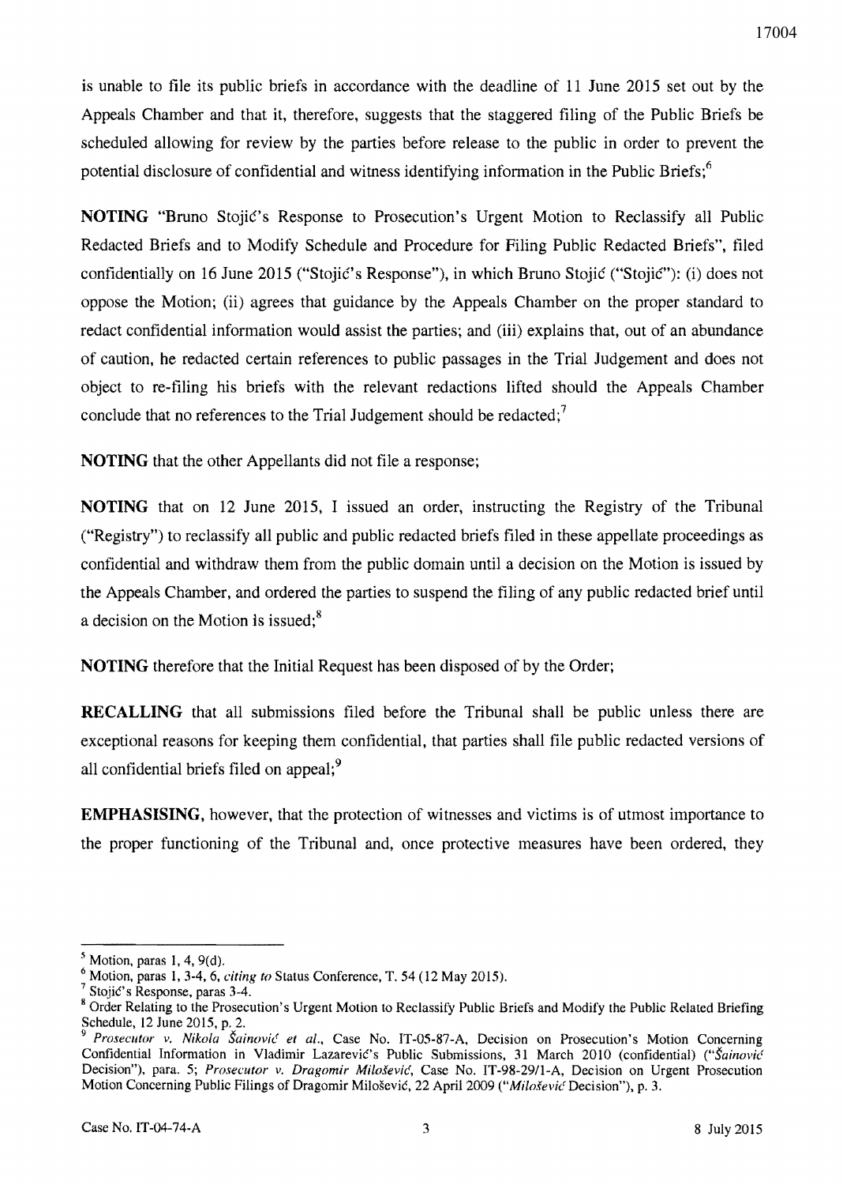is unable to file its public briefs in accordance with the deadline of 11 June 2015 set out by the Appeals Chamber and that it, therefore, suggests that the staggered filing of the Public Briefs be scheduled allowing for review by the parties before release to the public in order to prevent the potential disclosure of confidential and witness identifying information in the Public Briefs;[6]

**NOTING** "Bruno Stojić's Response to Prosecution's Urgent Motion to Reclassify all Public Redacted Briefs and to Modify Schedule and Procedure for Filing Public Redacted Briefs", filed confidentially on 16 June 2015 ("Stojić's Response"), in which Bruno Stojić ("Stojić"): (i) does not oppose the Motion; (ii) agrees that guidance by the Appeals Chamber on the proper standard to redact confidential information would assist the parties; and (iii) explains that, out of an abundance of caution, he redacted certain references to public passages in the Trial Judgement and does not object to re-filing his briefs with the relevant redactions lifted should the Appeals Chamber conclude that no references to the Trial Judgement should be redacted;[7]

**NOTING** that the other Appellants did not file a response;

**NOTING** that on 12 June 2015, I issued an order, instructing the Registry of the Tribunal ("Registry") to reclassify all public and public redacted briefs filed in these appellate proceedings as confidential and withdraw them from the public domain until a decision on the Motion is issued by the Appeals Chamber, and ordered the parties to suspend the filing of any public redacted brief until a decision on the Motion is issued;[8]

**NOTING** therefore that the Initial Request has been disposed of by the Order;

**RECALLING** that all submissions filed before the Tribunal shall be public unless there are exceptional reasons for keeping them confidential, that parties shall file public redacted versions of all confidential briefs filed on appeal;[9]

**EMPHASISING**, however, that the protection of witnesses and victims is of utmost importance to the proper functioning of the Tribunal and, once protective measures have been ordered, they

---

[5] Motion, paras 1, 4, 9(d).

[6] Motion, paras 1, 3-4, 6, *citing to* Status Conference, T. 54 (12 May 2015).

[7] Stojić's Response, paras 3-4.

[8] Order Relating to the Prosecution's Urgent Motion to Reclassify Public Briefs and Modify the Public Related Briefing Schedule, 12 June 2015, p. 2.

[9] *Prosecutor v. Nikola Šainović et al.*, Case No. IT-05-87-A, Decision on Prosecution's Motion Concerning Confidential Information in Vladimir Lazarević's Public Submissions, 31 March 2010 (confidential) ("*Šainović* Decision"), para. 5; *Prosecutor v. Dragomir Milošević*, Case No. IT-98-29/1-A, Decision on Urgent Prosecution Motion Concerning Public Filings of Dragomir Milošević, 22 April 2009 ("*Milošević* Decision"), p. 3.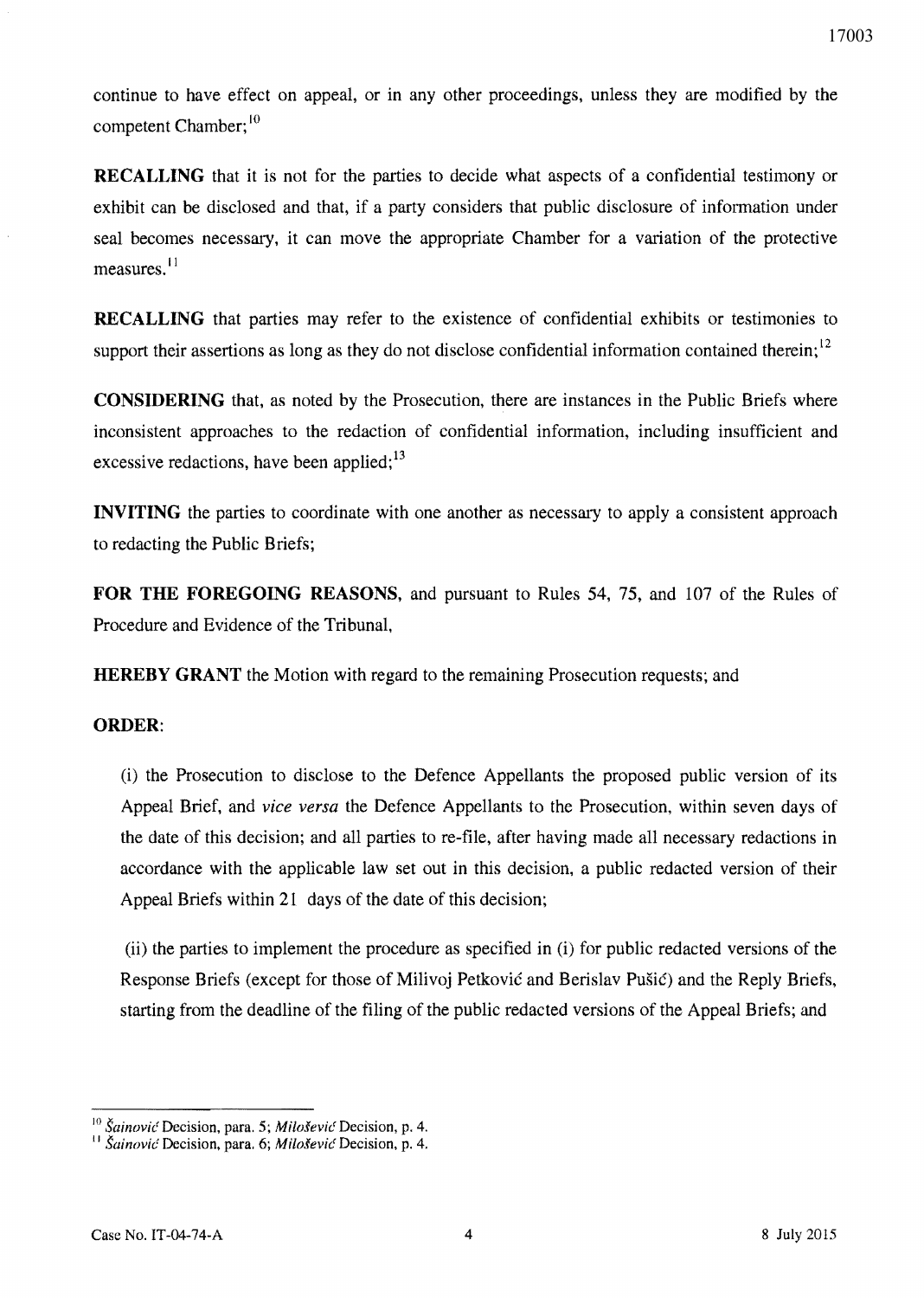continue to have effect on appeal, or in any other proceedings, unless they are modified by the competent Chamber;[10]

**RECALLING** that it is not for the parties to decide what aspects of a confidential testimony or exhibit can be disclosed and that, if a party considers that public disclosure of information under seal becomes necessary, it can move the appropriate Chamber for a variation of the protective measures.[11]

**RECALLING** that parties may refer to the existence of confidential exhibits or testimonies to support their assertions as long as they do not disclose confidential information contained therein;[12]

**CONSIDERING** that, as noted by the Prosecution, there are instances in the Public Briefs where inconsistent approaches to the redaction of confidential information, including insufficient and excessive redactions, have been applied;[13]

**INVITING** the parties to coordinate with one another as necessary to apply a consistent approach to redacting the Public Briefs;

**FOR THE FOREGOING REASONS**, and pursuant to Rules 54, 75, and 107 of the Rules of Procedure and Evidence of the Tribunal,

**HEREBY GRANT** the Motion with regard to the remaining Prosecution requests; and

**ORDER**:

(i) the Prosecution to disclose to the Defence Appellants the proposed public version of its Appeal Brief, and *vice versa* the Defence Appellants to the Prosecution, within seven days of the date of this decision; and all parties to re-file, after having made all necessary redactions in accordance with the applicable law set out in this decision, a public redacted version of their Appeal Briefs within 21 days of the date of this decision;

(ii) the parties to implement the procedure as specified in (i) for public redacted versions of the Response Briefs (except for those of Milivoj Petković and Berislav Pušić) and the Reply Briefs, starting from the deadline of the filing of the public redacted versions of the Appeal Briefs; and

---

[10] *Šainović* Decision, para. 5; *Milošević* Decision, p. 4.

[11] *Šainović* Decision, para. 6; *Milošević* Decision, p. 4.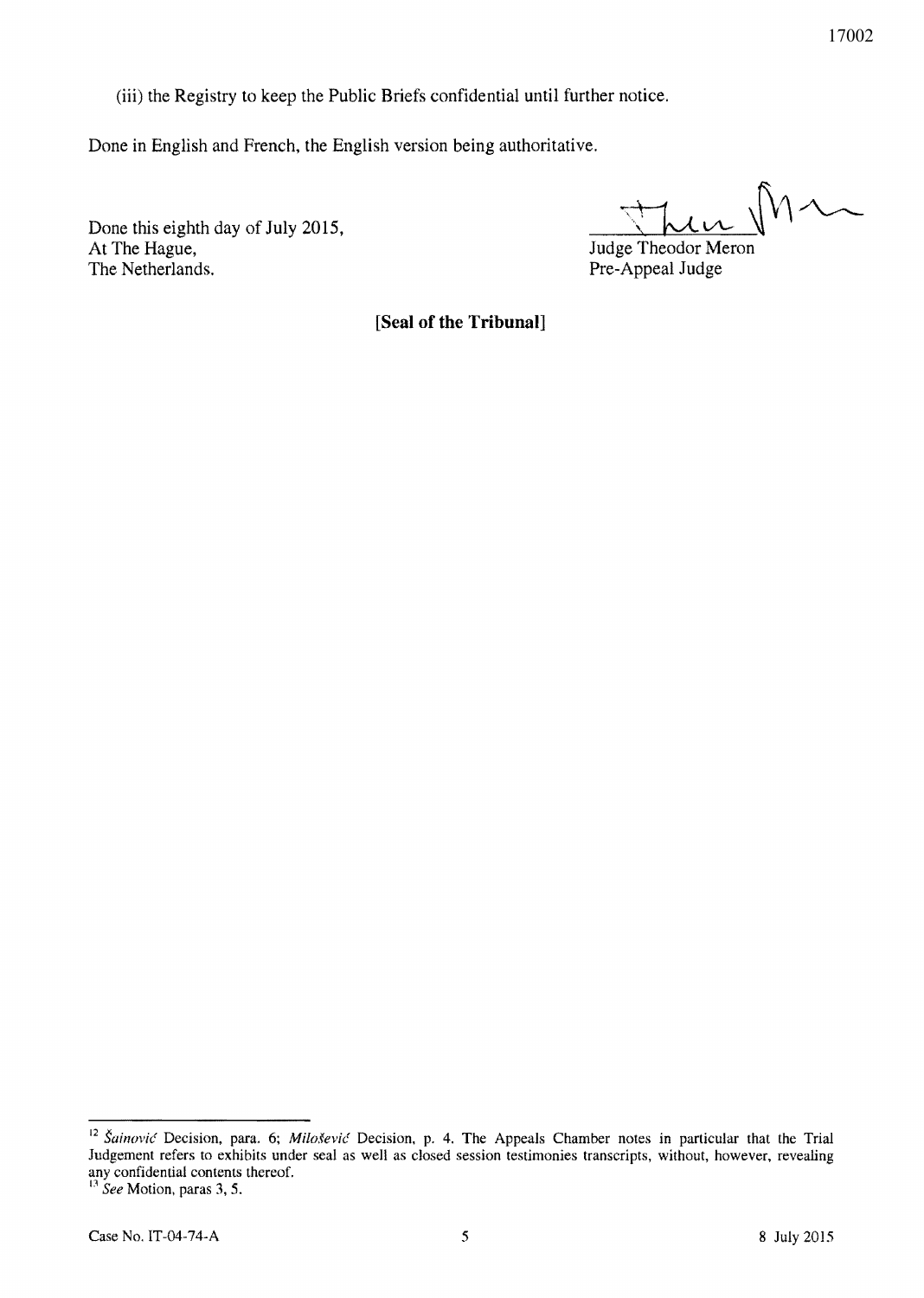(iii) the Registry to keep the Public Briefs confidential until further notice.

Done in English and French, the English version being authoritative.

Done this eighth day of July 2015,
At The Hague,
The Netherlands.

Judge Theodor Meron
Pre-Appeal Judge

**[Seal of the Tribunal]**

---

[12] *Šainović* Decision, para. 6; *Milošević* Decision, p. 4. The Appeals Chamber notes in particular that the Trial Judgement refers to exhibits under seal as well as closed session testimonies transcripts, without, however, revealing any confidential contents thereof.

[13] *See* Motion, paras 3, 5.